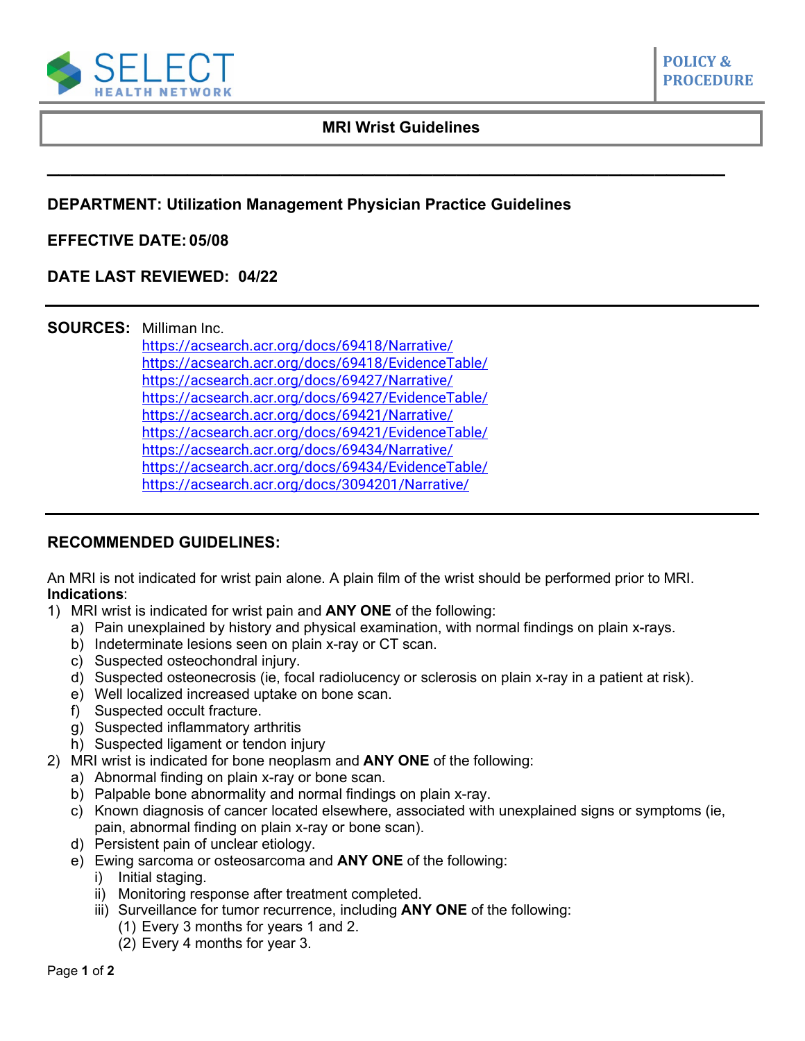SELECT HEALTH NETWORK

POLICY & PROCEDURE

# MRI Wrist Guidelines

---

**DEPARTMENT: Utilization Management Physician Practice Guidelines**

**EFFECTIVE DATE: 05/08**

**DATE LAST REVIEWED: 04/22**

---

**SOURCES:** Milliman Inc.
https://acsearch.acr.org/docs/69418/Narrative/
https://acsearch.acr.org/docs/69418/EvidenceTable/
https://acsearch.acr.org/docs/69427/Narrative/
https://acsearch.acr.org/docs/69427/EvidenceTable/
https://acsearch.acr.org/docs/69421/Narrative/
https://acsearch.acr.org/docs/69421/EvidenceTable/
https://acsearch.acr.org/docs/69434/Narrative/
https://acsearch.acr.org/docs/69434/EvidenceTable/
https://acsearch.acr.org/docs/3094201/Narrative/

---

## RECOMMENDED GUIDELINES:

An MRI is not indicated for wrist pain alone. A plain film of the wrist should be performed prior to MRI.
**Indications**:

1) MRI wrist is indicated for wrist pain and **ANY ONE** of the following:
   a) Pain unexplained by history and physical examination, with normal findings on plain x-rays.
   b) Indeterminate lesions seen on plain x-ray or CT scan.
   c) Suspected osteochondral injury.
   d) Suspected osteonecrosis (ie, focal radiolucency or sclerosis on plain x-ray in a patient at risk).
   e) Well localized increased uptake on bone scan.
   f) Suspected occult fracture.
   g) Suspected inflammatory arthritis
   h) Suspected ligament or tendon injury
2) MRI wrist is indicated for bone neoplasm and **ANY ONE** of the following:
   a) Abnormal finding on plain x-ray or bone scan.
   b) Palpable bone abnormality and normal findings on plain x-ray.
   c) Known diagnosis of cancer located elsewhere, associated with unexplained signs or symptoms (ie, pain, abnormal finding on plain x-ray or bone scan).
   d) Persistent pain of unclear etiology.
   e) Ewing sarcoma or osteosarcoma and **ANY ONE** of the following:
      i) Initial staging.
      ii) Monitoring response after treatment completed.
      iii) Surveillance for tumor recurrence, including **ANY ONE** of the following:
         (1) Every 3 months for years 1 and 2.
         (2) Every 4 months for year 3.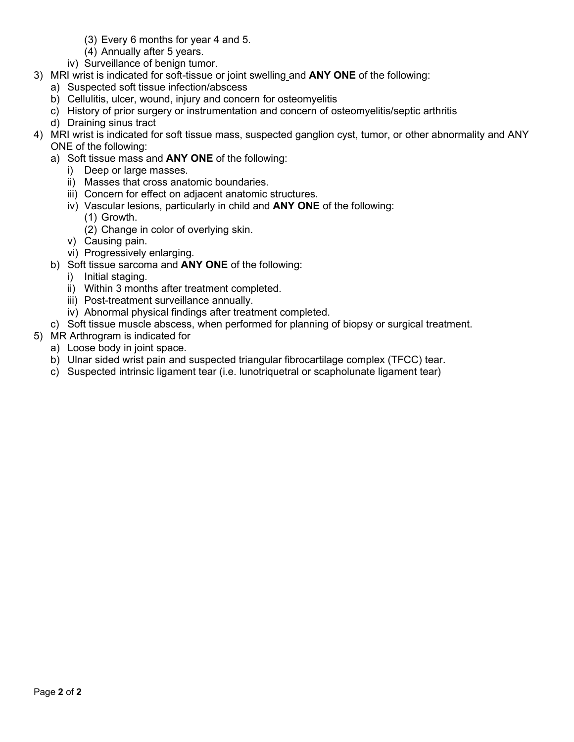(3) Every 6 months for year 4 and 5.
        (4) Annually after 5 years.
    iv) Surveillance of benign tumor.

3) MRI wrist is indicated for soft-tissue or joint swelling and **ANY ONE** of the following:
    a) Suspected soft tissue infection/abscess
    b) Cellulitis, ulcer, wound, injury and concern for osteomyelitis
    c) History of prior surgery or instrumentation and concern of osteomyelitis/septic arthritis
    d) Draining sinus tract

4) MRI wrist is indicated for soft tissue mass, suspected ganglion cyst, tumor, or other abnormality and ANY ONE of the following:
    a) Soft tissue mass and **ANY ONE** of the following:
        i) Deep or large masses.
        ii) Masses that cross anatomic boundaries.
        iii) Concern for effect on adjacent anatomic structures.
        iv) Vascular lesions, particularly in child and **ANY ONE** of the following:
            (1) Growth.
            (2) Change in color of overlying skin.
        v) Causing pain.
        vi) Progressively enlarging.
    b) Soft tissue sarcoma and **ANY ONE** of the following:
        i) Initial staging.
        ii) Within 3 months after treatment completed.
        iii) Post-treatment surveillance annually.
        iv) Abnormal physical findings after treatment completed.
    c) Soft tissue muscle abscess, when performed for planning of biopsy or surgical treatment.

5) MR Arthrogram is indicated for
    a) Loose body in joint space.
    b) Ulnar sided wrist pain and suspected triangular fibrocartilage complex (TFCC) tear.
    c) Suspected intrinsic ligament tear (i.e. lunotriquetral or scapholunate ligament tear)